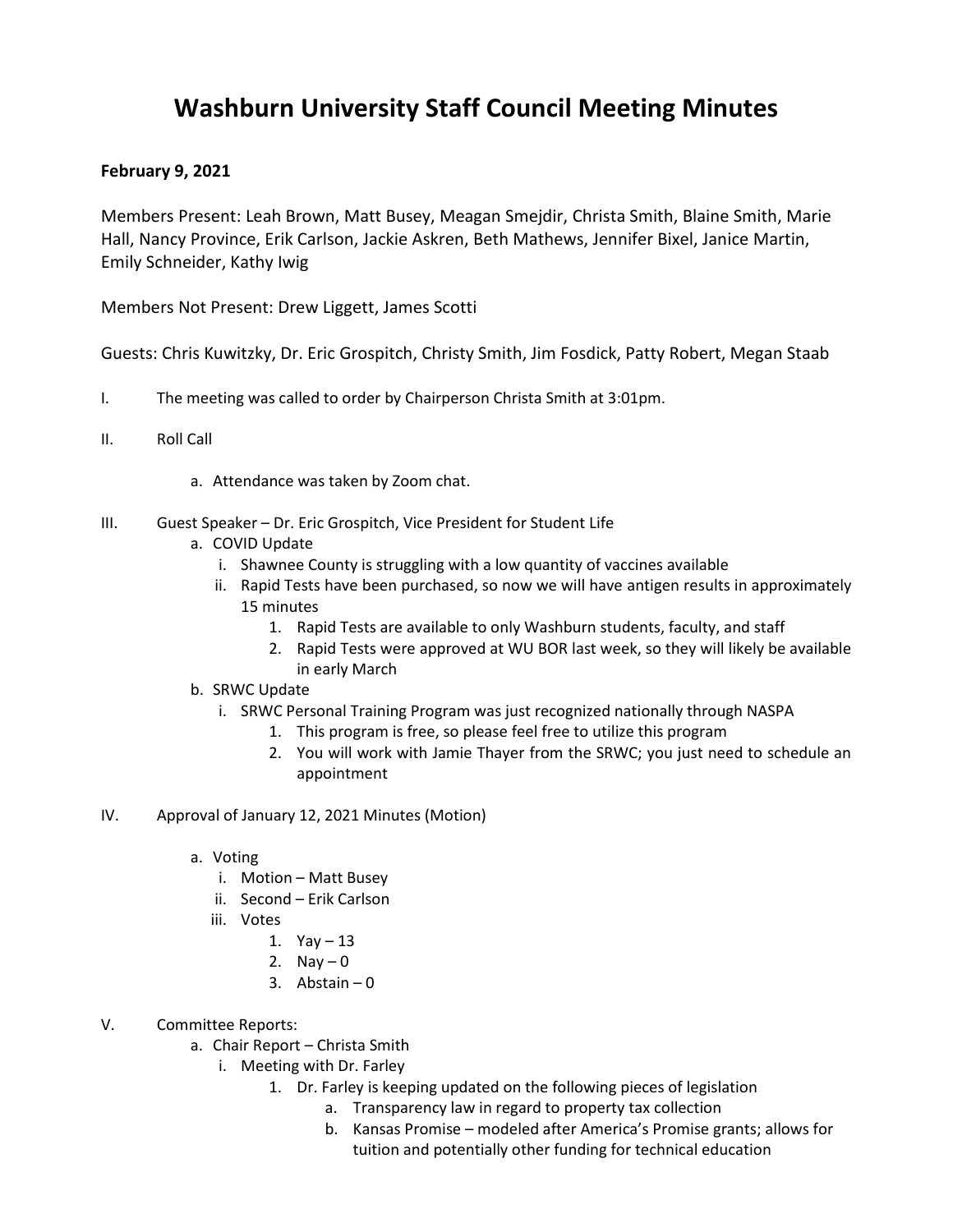# Washburn University Staff Council Meeting Minutes

**February 9, 2021**

Members Present: Leah Brown, Matt Busey, Meagan Smejdir, Christa Smith, Blaine Smith, Marie Hall, Nancy Province, Erik Carlson, Jackie Askren, Beth Mathews, Jennifer Bixel, Janice Martin, Emily Schneider, Kathy Iwig

Members Not Present: Drew Liggett, James Scotti

Guests: Chris Kuwitzky, Dr. Eric Grospitch, Christy Smith, Jim Fosdick, Patty Robert, Megan Staab

I. The meeting was called to order by Chairperson Christa Smith at 3:01pm.

II. Roll Call

   a. Attendance was taken by Zoom chat.

III. Guest Speaker – Dr. Eric Grospitch, Vice President for Student Life

   a. COVID Update
      i. Shawnee County is struggling with a low quantity of vaccines available
      ii. Rapid Tests have been purchased, so now we will have antigen results in approximately 15 minutes
         1. Rapid Tests are available to only Washburn students, faculty, and staff
         2. Rapid Tests were approved at WU BOR last week, so they will likely be available in early March
   b. SRWC Update
      i. SRWC Personal Training Program was just recognized nationally through NASPA
         1. This program is free, so please feel free to utilize this program
         2. You will work with Jamie Thayer from the SRWC; you just need to schedule an appointment

IV. Approval of January 12, 2021 Minutes (Motion)

   a. Voting
      i. Motion – Matt Busey
      ii. Second – Erik Carlson
      iii. Votes
         1. Yay – 13
         2. Nay – 0
         3. Abstain – 0

V. Committee Reports:

   a. Chair Report – Christa Smith
      i. Meeting with Dr. Farley
         1. Dr. Farley is keeping updated on the following pieces of legislation
            a. Transparency law in regard to property tax collection
            b. Kansas Promise – modeled after America's Promise grants; allows for tuition and potentially other funding for technical education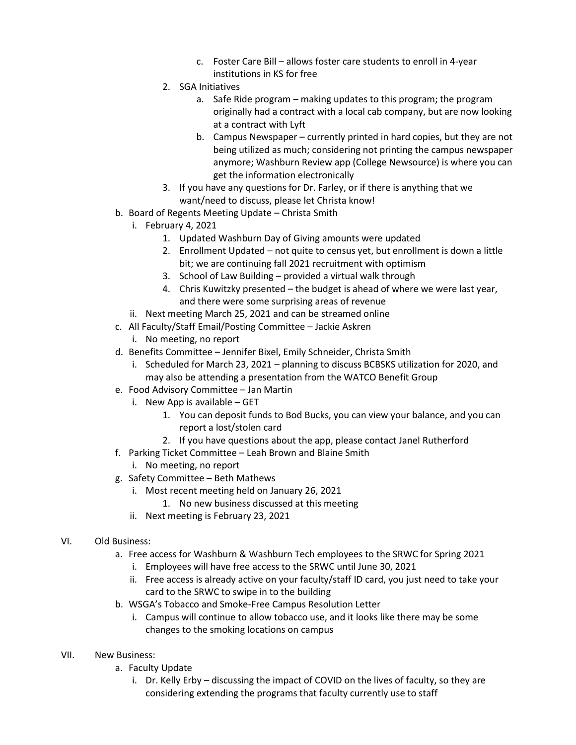c. Foster Care Bill – allows foster care students to enroll in 4-year institutions in KS for free

2. SGA Initiatives
    a. Safe Ride program – making updates to this program; the program originally had a contract with a local cab company, but are now looking at a contract with Lyft
    b. Campus Newspaper – currently printed in hard copies, but they are not being utilized as much; considering not printing the campus newspaper anymore; Washburn Review app (College Newsource) is where you can get the information electronically
3. If you have any questions for Dr. Farley, or if there is anything that we want/need to discuss, please let Christa know!

b. Board of Regents Meeting Update – Christa Smith
    i. February 4, 2021
        1. Updated Washburn Day of Giving amounts were updated
        2. Enrollment Updated – not quite to census yet, but enrollment is down a little bit; we are continuing fall 2021 recruitment with optimism
        3. School of Law Building – provided a virtual walk through
        4. Chris Kuwitzky presented – the budget is ahead of where we were last year, and there were some surprising areas of revenue
    ii. Next meeting March 25, 2021 and can be streamed online

c. All Faculty/Staff Email/Posting Committee – Jackie Askren
    i. No meeting, no report

d. Benefits Committee – Jennifer Bixel, Emily Schneider, Christa Smith
    i. Scheduled for March 23, 2021 – planning to discuss BCBSKS utilization for 2020, and may also be attending a presentation from the WATCO Benefit Group

e. Food Advisory Committee – Jan Martin
    i. New App is available – GET
        1. You can deposit funds to Bod Bucks, you can view your balance, and you can report a lost/stolen card
        2. If you have questions about the app, please contact Janel Rutherford

f. Parking Ticket Committee – Leah Brown and Blaine Smith
    i. No meeting, no report

g. Safety Committee – Beth Mathews
    i. Most recent meeting held on January 26, 2021
        1. No new business discussed at this meeting
    ii. Next meeting is February 23, 2021

VI. Old Business:

a. Free access for Washburn & Washburn Tech employees to the SRWC for Spring 2021
    i. Employees will have free access to the SRWC until June 30, 2021
    ii. Free access is already active on your faculty/staff ID card, you just need to take your card to the SRWC to swipe in to the building

b. WSGA's Tobacco and Smoke-Free Campus Resolution Letter
    i. Campus will continue to allow tobacco use, and it looks like there may be some changes to the smoking locations on campus

VII. New Business:

a. Faculty Update
    i. Dr. Kelly Erby – discussing the impact of COVID on the lives of faculty, so they are considering extending the programs that faculty currently use to staff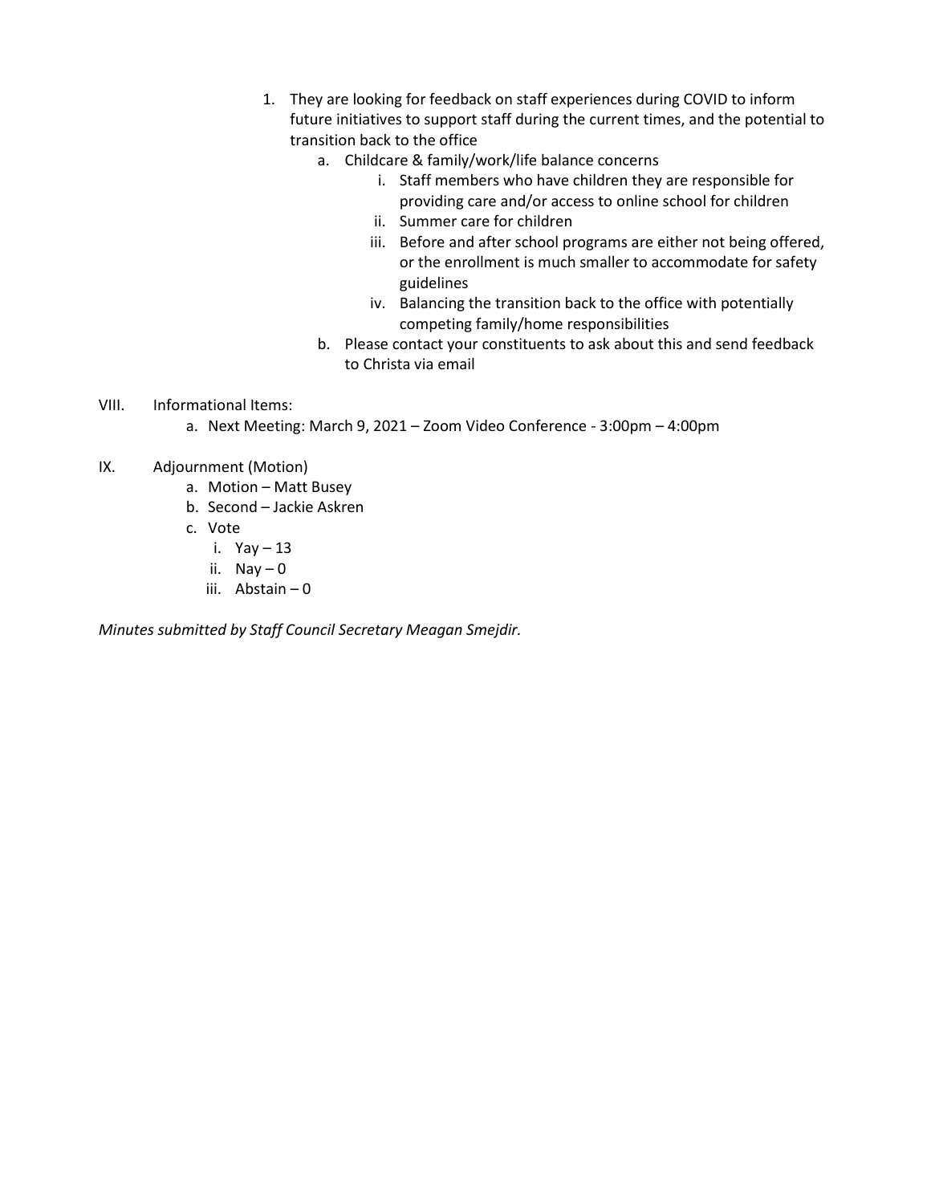1. They are looking for feedback on staff experiences during COVID to inform future initiatives to support staff during the current times, and the potential to transition back to the office
    a. Childcare & family/work/life balance concerns
        i. Staff members who have children they are responsible for providing care and/or access to online school for children
        ii. Summer care for children
        iii. Before and after school programs are either not being offered, or the enrollment is much smaller to accommodate for safety guidelines
        iv. Balancing the transition back to the office with potentially competing family/home responsibilities
    b. Please contact your constituents to ask about this and send feedback to Christa via email

VIII. Informational Items:
- a. Next Meeting: March 9, 2021 – Zoom Video Conference - 3:00pm – 4:00pm

IX. Adjournment (Motion)
- a. Motion – Matt Busey
- b. Second – Jackie Askren
- c. Vote
    - i. Yay – 13
    - ii. Nay – 0
    - iii. Abstain – 0

*Minutes submitted by Staff Council Secretary Meagan Smejdir.*